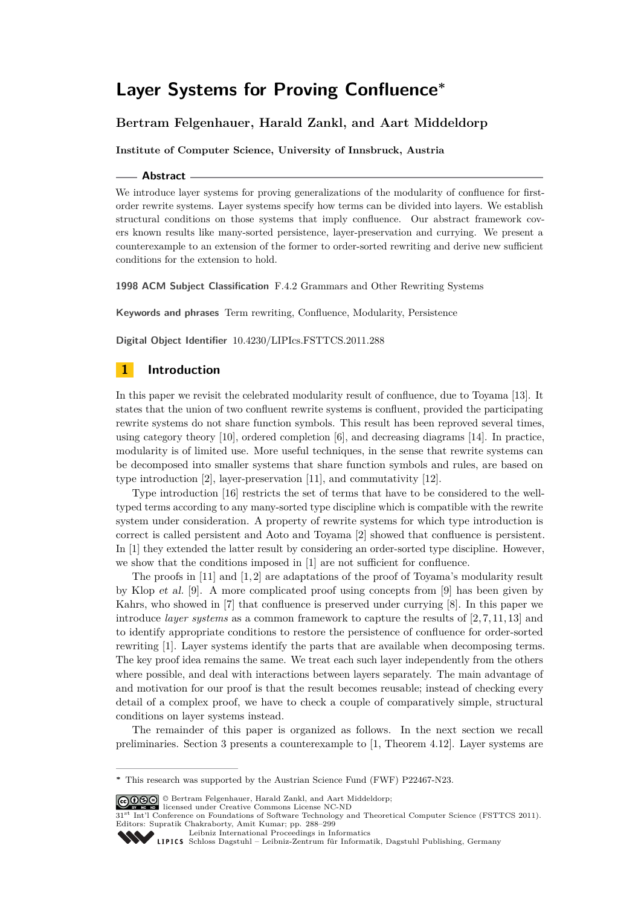# Layer Systems for Proving Confluence*

**Bertram Felgenhauer, Harald Zankl, and Aart Middeldorp**

**Institute of Computer Science, University of Innsbruck, Austria**

## Abstract

We introduce layer systems for proving generalizations of the modularity of confluence for first-order rewrite systems. Layer systems specify how terms can be divided into layers. We establish structural conditions on those systems that imply confluence. Our abstract framework covers known results like many-sorted persistence, layer-preservation and currying. We present a counterexample to an extension of the former to order-sorted rewriting and derive new sufficient conditions for the extension to hold.

**1998 ACM Subject Classification** F.4.2 Grammars and Other Rewriting Systems

**Keywords and phrases** Term rewriting, Confluence, Modularity, Persistence

**Digital Object Identifier** 10.4230/LIPIcs.FSTTCS.2011.288

## 1 Introduction

In this paper we revisit the celebrated modularity result of confluence, due to Toyama [13]. It states that the union of two confluent rewrite systems is confluent, provided the participating rewrite systems do not share function symbols. This result has been reproved several times, using category theory [10], ordered completion [6], and decreasing diagrams [14]. In practice, modularity is of limited use. More useful techniques, in the sense that rewrite systems can be decomposed into smaller systems that share function symbols and rules, are based on type introduction [2], layer-preservation [11], and commutativity [12].

Type introduction [16] restricts the set of terms that have to be considered to the well-typed terms according to any many-sorted type discipline which is compatible with the rewrite system under consideration. A property of rewrite systems for which type introduction is correct is called persistent and Aoto and Toyama [2] showed that confluence is persistent. In [1] they extended the latter result by considering an order-sorted type discipline. However, we show that the conditions imposed in [1] are not sufficient for confluence.

The proofs in [11] and [1, 2] are adaptations of the proof of Toyama's modularity result by Klop *et al.* [9]. A more complicated proof using concepts from [9] has been given by Kahrs, who showed in [7] that confluence is preserved under currying [8]. In this paper we introduce *layer systems* as a common framework to capture the results of [2, 7, 11, 13] and to identify appropriate conditions to restore the persistence of confluence for order-sorted rewriting [1]. Layer systems identify the parts that are available when decomposing terms. The key proof idea remains the same. We treat each such layer independently from the others where possible, and deal with interactions between layers separately. The main advantage of and motivation for our proof is that the result becomes reusable; instead of checking every detail of a complex proof, we have to check a couple of comparatively simple, structural conditions on layer systems instead.

The remainder of this paper is organized as follows. In the next section we recall preliminaries. Section 3 presents a counterexample to [1, Theorem 4.12]. Layer systems are

---

* This research was supported by the Austrian Science Fund (FWF) P22467-N23.

© Bertram Felgenhauer, Harald Zankl, and Aart Middeldorp; licensed under Creative Commons License NC-ND
31st Int'l Conference on Foundations of Software Technology and Theoretical Computer Science (FSTTCS 2011).
Editors: Supratik Chakraborty, Amit Kumar; pp. 288–299
Leibniz International Proceedings in Informatics
LIPICS Schloss Dagstuhl – Leibniz-Zentrum für Informatik, Dagstuhl Publishing, Germany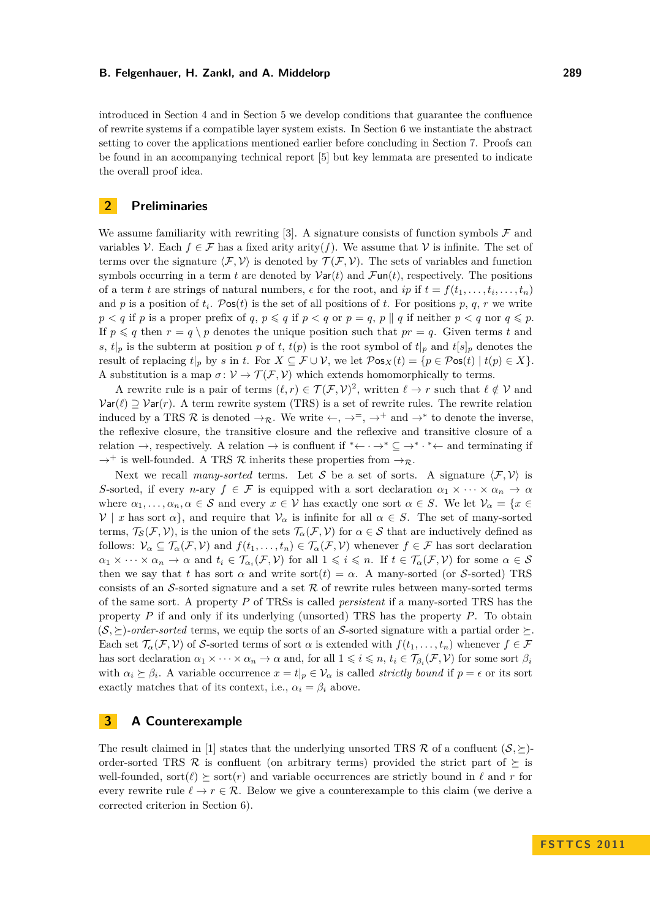introduced in Section 4 and in Section 5 we develop conditions that guarantee the confluence of rewrite systems if a compatible layer system exists. In Section 6 we instantiate the abstract setting to cover the applications mentioned earlier before concluding in Section 7. Proofs can be found in an accompanying technical report [5] but key lemmata are presented to indicate the overall proof idea.

## 2 Preliminaries

We assume familiarity with rewriting [3]. A signature consists of function symbols $\mathcal{F}$ and variables $\mathcal{V}$. Each $f \in \mathcal{F}$ has a fixed arity $\mathrm{arity}(f)$. We assume that $\mathcal{V}$ is infinite. The set of terms over the signature $\langle \mathcal{F}, \mathcal{V}\rangle$ is denoted by $\mathcal{T}(\mathcal{F}, \mathcal{V})$. The sets of variables and function symbols occurring in a term $t$ are denoted by $\mathcal{V}\mathsf{ar}(t)$ and $\mathcal{F}\mathsf{un}(t)$, respectively. The positions of a term $t$ are strings of natural numbers, $\epsilon$ for the root, and $ip$ if $t = f(t_1, \ldots, t_i, \ldots, t_n)$ and $p$ is a position of $t_i$. $\mathcal{P}\mathsf{os}(t)$ is the set of all positions of $t$. For positions $p$, $q$, $r$ we write $p < q$ if $p$ is a proper prefix of $q$, $p \leqslant q$ if $p < q$ or $p = q$, $p \parallel q$ if neither $p < q$ nor $q \leqslant p$. If $p \leqslant q$ then $r = q \setminus p$ denotes the unique position such that $pr = q$. Given terms $t$ and $s$, $t|_p$ is the subterm at position $p$ of $t$, $t(p)$ is the root symbol of $t|_p$ and $t[s]_p$ denotes the result of replacing $t|_p$ by $s$ in $t$. For $X \subseteq \mathcal{F} \cup \mathcal{V}$, we let $\mathcal{P}\mathsf{os}_X(t) = \{p \in \mathcal{P}\mathsf{os}(t) \mid t(p) \in X\}$. A substitution is a map $\sigma \colon \mathcal{V} \to \mathcal{T}(\mathcal{F}, \mathcal{V})$ which extends homomorphically to terms.

A rewrite rule is a pair of terms $(\ell, r) \in \mathcal{T}(\mathcal{F}, \mathcal{V})^2$, written $\ell \to r$ such that $\ell \notin \mathcal{V}$ and $\mathcal{V}\mathsf{ar}(\ell) \supseteq \mathcal{V}\mathsf{ar}(r)$. A term rewrite system (TRS) is a set of rewrite rules. The rewrite relation induced by a TRS $\mathcal{R}$ is denoted $\to_{\mathcal{R}}$. We write $\leftarrow$, $\to^=$, $\to^+$ and $\to^*$ to denote the inverse, the reflexive closure, the transitive closure and the reflexive and transitive closure of a relation $\to$, respectively. A relation $\to$ is confluent if ${}^*\!\leftarrow \cdot \to^* \subseteq \to^* \cdot {}^*\!\leftarrow$ and terminating if $\to^+$ is well-founded. A TRS $\mathcal{R}$ inherits these properties from $\to_{\mathcal{R}}$.

Next we recall *many-sorted* terms. Let $\mathcal{S}$ be a set of sorts. A signature $\langle \mathcal{F}, \mathcal{V}\rangle$ is $\mathcal{S}$-sorted, if every $n$-ary $f \in \mathcal{F}$ is equipped with a sort declaration $\alpha_1 \times \cdots \times \alpha_n \to \alpha$ where $\alpha_1, \ldots, \alpha_n, \alpha \in \mathcal{S}$ and every $x \in \mathcal{V}$ has exactly one sort $\alpha \in S$. We let $\mathcal{V}_\alpha = \{x \in \mathcal{V} \mid x \text{ has sort } \alpha\}$, and require that $\mathcal{V}_\alpha$ is infinite for all $\alpha \in S$. The set of many-sorted terms, $\mathcal{T}_{\mathcal{S}}(\mathcal{F}, \mathcal{V})$, is the union of the sets $\mathcal{T}_\alpha(\mathcal{F}, \mathcal{V})$ for $\alpha \in \mathcal{S}$ that are inductively defined as follows: $\mathcal{V}_\alpha \subseteq \mathcal{T}_\alpha(\mathcal{F}, \mathcal{V})$ and $f(t_1, \ldots, t_n) \in \mathcal{T}_\alpha(\mathcal{F}, \mathcal{V})$ whenever $f \in \mathcal{F}$ has sort declaration $\alpha_1 \times \cdots \times \alpha_n \to \alpha$ and $t_i \in \mathcal{T}_{\alpha_i}(\mathcal{F}, \mathcal{V})$ for all $1 \leqslant i \leqslant n$. If $t \in \mathcal{T}_\alpha(\mathcal{F}, \mathcal{V})$ for some $\alpha \in \mathcal{S}$ then we say that $t$ has sort $\alpha$ and write $\mathrm{sort}(t) = \alpha$. A many-sorted (or $\mathcal{S}$-sorted) TRS consists of an $\mathcal{S}$-sorted signature and a set $\mathcal{R}$ of rewrite rules between many-sorted terms of the same sort. A property $P$ of TRSs is called *persistent* if a many-sorted TRS has the property $P$ if and only if its underlying (unsorted) TRS has the property $P$. To obtain $(\mathcal{S}, \succeq)$*-order-sorted* terms, we equip the sorts of an $\mathcal{S}$-sorted signature with a partial order $\succeq$. Each set $\mathcal{T}_\alpha(\mathcal{F}, \mathcal{V})$ of $\mathcal{S}$-sorted terms of sort $\alpha$ is extended with $f(t_1, \ldots, t_n)$ whenever $f \in \mathcal{F}$ has sort declaration $\alpha_1 \times \cdots \times \alpha_n \to \alpha$ and, for all $1 \leqslant i \leqslant n$, $t_i \in \mathcal{T}_{\beta_i}(\mathcal{F}, \mathcal{V})$ for some sort $\beta_i$ with $\alpha_i \succeq \beta_i$. A variable occurrence $x = t|_p \in \mathcal{V}_\alpha$ is called *strictly bound* if $p = \epsilon$ or its sort exactly matches that of its context, i.e., $\alpha_i = \beta_i$ above.

## 3 A Counterexample

The result claimed in [1] states that the underlying unsorted TRS $\mathcal{R}$ of a confluent $(\mathcal{S}, \succeq)$-order-sorted TRS $\mathcal{R}$ is confluent (on arbitrary terms) provided the strict part of $\succeq$ is well-founded, $\mathrm{sort}(\ell) \succeq \mathrm{sort}(r)$ and variable occurrences are strictly bound in $\ell$ and $r$ for every rewrite rule $\ell \to r \in \mathcal{R}$. Below we give a counterexample to this claim (we derive a corrected criterion in Section 6).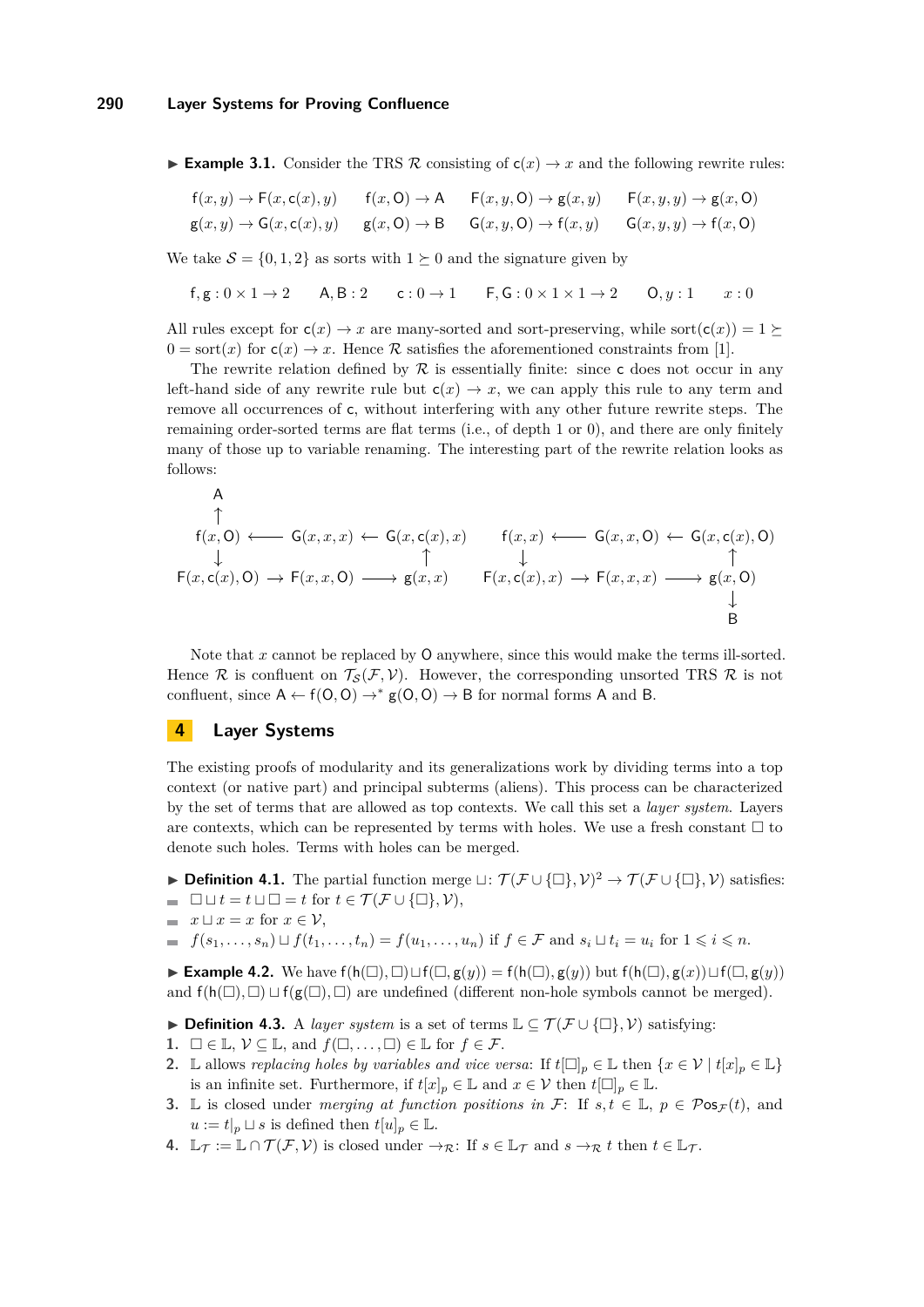▶ **Example 3.1.** Consider the TRS $\mathcal{R}$ consisting of $\mathsf{c}(x) \to x$ and the following rewrite rules:

$$
\begin{array}{llll}
\mathsf{f}(x,y) \to \mathsf{F}(x,\mathsf{c}(x),y) & \mathsf{f}(x,\mathsf{O}) \to \mathsf{A} & \mathsf{F}(x,y,\mathsf{O}) \to \mathsf{g}(x,y) & \mathsf{F}(x,y,y) \to \mathsf{g}(x,\mathsf{O}) \\
\mathsf{g}(x,y) \to \mathsf{G}(x,\mathsf{c}(x),y) & \mathsf{g}(x,\mathsf{O}) \to \mathsf{B} & \mathsf{G}(x,y,\mathsf{O}) \to \mathsf{f}(x,y) & \mathsf{G}(x,y,y) \to \mathsf{f}(x,\mathsf{O})
\end{array}
$$

We take $\mathcal{S} = \{0,1,2\}$ as sorts with $1 \succeq 0$ and the signature given by

$$
\mathsf{f},\mathsf{g} : 0 \times 1 \to 2 \qquad \mathsf{A},\mathsf{B} : 2 \qquad \mathsf{c} : 0 \to 1 \qquad \mathsf{F},\mathsf{G} : 0 \times 1 \times 1 \to 2 \qquad \mathsf{O}, y : 1 \qquad x : 0
$$

All rules except for $\mathsf{c}(x) \to x$ are many-sorted and sort-preserving, while $\mathrm{sort}(\mathsf{c}(x)) = 1 \succeq 0 = \mathrm{sort}(x)$ for $\mathsf{c}(x) \to x$. Hence $\mathcal{R}$ satisfies the aforementioned constraints from [1].

The rewrite relation defined by $\mathcal{R}$ is essentially finite: since $\mathsf{c}$ does not occur in any left-hand side of any rewrite rule but $\mathsf{c}(x) \to x$, we can apply this rule to any term and remove all occurrences of $\mathsf{c}$, without interfering with any other future rewrite steps. The remaining order-sorted terms are flat terms (i.e., of depth 1 or 0), and there are only finitely many of those up to variable renaming. The interesting part of the rewrite relation looks as follows:

$$
\begin{array}{ccccc}
\mathsf{A} & & & & \\
\uparrow & & & & \\
\mathsf{f}(x,\mathsf{O}) & \longleftarrow & \mathsf{G}(x,x,x) & \leftarrow & \mathsf{G}(x,\mathsf{c}(x),x) \\
\downarrow & & & & \uparrow \\
\mathsf{F}(x,\mathsf{c}(x),\mathsf{O}) & \rightarrow & \mathsf{F}(x,x,\mathsf{O}) & \longrightarrow & \mathsf{g}(x,x)
\end{array}
\qquad
\begin{array}{ccccc}
\mathsf{f}(x,x) & \longleftarrow & \mathsf{G}(x,x,\mathsf{O}) & \leftarrow & \mathsf{G}(x,\mathsf{c}(x),\mathsf{O}) \\
\downarrow & & & & \uparrow \\
\mathsf{F}(x,\mathsf{c}(x),x) & \rightarrow & \mathsf{F}(x,x,x) & \longrightarrow & \mathsf{g}(x,\mathsf{O}) \\
 & & & & \downarrow \\
 & & & & \mathsf{B}
\end{array}
$$

Note that $x$ cannot be replaced by $\mathsf{O}$ anywhere, since this would make the terms ill-sorted. Hence $\mathcal{R}$ is confluent on $\mathcal{T}_{\mathcal{S}}(\mathcal{F},\mathcal{V})$. However, the corresponding unsorted TRS $\mathcal{R}$ is not confluent, since $\mathsf{A} \leftarrow \mathsf{f}(\mathsf{O},\mathsf{O}) \to^* \mathsf{g}(\mathsf{O},\mathsf{O}) \to \mathsf{B}$ for normal forms $\mathsf{A}$ and $\mathsf{B}$.

## 4 Layer Systems

The existing proofs of modularity and its generalizations work by dividing terms into a top context (or native part) and principal subterms (aliens). This process can be characterized by the set of terms that are allowed as top contexts. We call this set a *layer system*. Layers are contexts, which can be represented by terms with holes. We use a fresh constant $\square$ to denote such holes. Terms with holes can be merged.

▶ **Definition 4.1.** The partial function merge $\sqcup \colon \mathcal{T}(\mathcal{F} \cup \{\square\},\mathcal{V})^2 \to \mathcal{T}(\mathcal{F} \cup \{\square\},\mathcal{V})$ satisfies:

- $\square \sqcup t = t \sqcup \square = t$ for $t \in \mathcal{T}(\mathcal{F} \cup \{\square\},\mathcal{V})$,
- $x \sqcup x = x$ for $x \in \mathcal{V}$,
- $f(s_1,\ldots,s_n) \sqcup f(t_1,\ldots,t_n) = f(u_1,\ldots,u_n)$ if $f \in \mathcal{F}$ and $s_i \sqcup t_i = u_i$ for $1 \leqslant i \leqslant n$.

▶ **Example 4.2.** We have $\mathsf{f}(\mathsf{h}(\square),\square) \sqcup \mathsf{f}(\square,\mathsf{g}(y)) = \mathsf{f}(\mathsf{h}(\square),\mathsf{g}(y))$ but $\mathsf{f}(\mathsf{h}(\square),\mathsf{g}(x)) \sqcup \mathsf{f}(\square,\mathsf{g}(y))$ and $\mathsf{f}(\mathsf{h}(\square),\square) \sqcup \mathsf{f}(\mathsf{g}(\square),\square)$ are undefined (different non-hole symbols cannot be merged).

▶ **Definition 4.3.** A *layer system* is a set of terms $\mathbb{L} \subseteq \mathcal{T}(\mathcal{F} \cup \{\square\},\mathcal{V})$ satisfying:

1. $\square \in \mathbb{L}$, $\mathcal{V} \subseteq \mathbb{L}$, and $f(\square,\ldots,\square) \in \mathbb{L}$ for $f \in \mathcal{F}$.
2. $\mathbb{L}$ allows *replacing holes by variables and vice versa*: If $t[\square]_p \in \mathbb{L}$ then $\{x \in \mathcal{V} \mid t[x]_p \in \mathbb{L}\}$ is an infinite set. Furthermore, if $t[x]_p \in \mathbb{L}$ and $x \in \mathcal{V}$ then $t[\square]_p \in \mathbb{L}$.
3. $\mathbb{L}$ is closed under *merging at function positions in* $\mathcal{F}$: If $s,t \in \mathbb{L}$, $p \in \mathcal{P}\mathrm{os}_{\mathcal{F}}(t)$, and $u := t|_p \sqcup s$ is defined then $t[u]_p \in \mathbb{L}$.
4. $\mathbb{L}_{\mathcal{T}} := \mathbb{L} \cap \mathcal{T}(\mathcal{F},\mathcal{V})$ is closed under $\to_{\mathcal{R}}$: If $s \in \mathbb{L}_{\mathcal{T}}$ and $s \to_{\mathcal{R}} t$ then $t \in \mathbb{L}_{\mathcal{T}}$.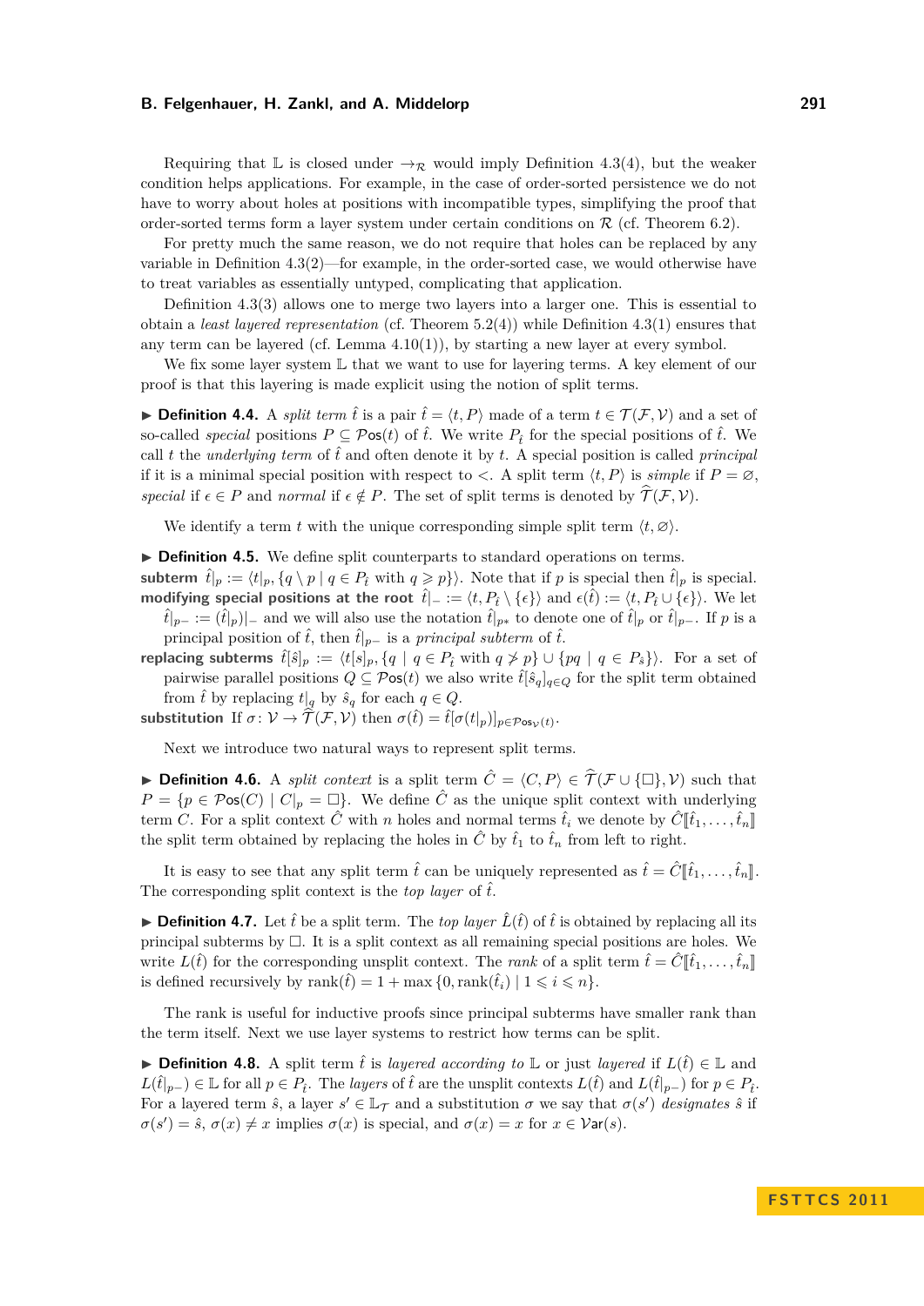Requiring that $\mathbb{L}$ is closed under $\to_{\mathcal{R}}$ would imply Definition 4.3(4), but the weaker condition helps applications. For example, in the case of order-sorted persistence we do not have to worry about holes at positions with incompatible types, simplifying the proof that order-sorted terms form a layer system under certain conditions on $\mathcal{R}$ (cf. Theorem 6.2).

For pretty much the same reason, we do not require that holes can be replaced by any variable in Definition 4.3(2)—for example, in the order-sorted case, we would otherwise have to treat variables as essentially untyped, complicating that application.

Definition 4.3(3) allows one to merge two layers into a larger one. This is essential to obtain a *least layered representation* (cf. Theorem 5.2(4)) while Definition 4.3(1) ensures that any term can be layered (cf. Lemma 4.10(1)), by starting a new layer at every symbol.

We fix some layer system $\mathbb{L}$ that we want to use for layering terms. A key element of our proof is that this layering is made explicit using the notion of split terms.

▶ **Definition 4.4.** A *split term* $\hat{t}$ is a pair $\hat{t} = \langle t, P \rangle$ made of a term $t \in \mathcal{T}(\mathcal{F}, \mathcal{V})$ and a set of so-called *special* positions $P \subseteq \mathcal{P}\mathsf{os}(t)$ of $\hat{t}$. We write $P_{\hat{t}}$ for the special positions of $\hat{t}$. We call $t$ the *underlying* term of $\hat{t}$ and often denote it by $t$. A special position is called *principal* if it is a minimal special position with respect to $<$. A split term $\langle t, P \rangle$ is *simple* if $P = \varnothing$, *special* if $\epsilon \in P$ and *normal* if $\epsilon \notin P$. The set of split terms is denoted by $\widehat{\mathcal{T}}(\mathcal{F}, \mathcal{V})$.

We identify a term $t$ with the unique corresponding simple split term $\langle t, \varnothing \rangle$.

▶ **Definition 4.5.** We define split counterparts to standard operations on terms.

**subterm** $\hat{t}|_p := \langle t|_p, \{q \setminus p \mid q \in P_{\hat{t}} \text{ with } q \geqslant p\} \rangle$. Note that if $p$ is special then $\hat{t}|_p$ is special.

**modifying special positions at the root** $\hat{t}|_- := \langle t, P_{\hat{t}} \setminus \{\epsilon\} \rangle$ and $\epsilon(\hat{t}) := \langle t, P_{\hat{t}} \cup \{\epsilon\} \rangle$. We let $\hat{t}|_{p-} := (\hat{t}|_p)|_-$ and we will also use the notation $\hat{t}|_{p*}$ to denote one of $\hat{t}|_p$ or $\hat{t}|_{p-}$. If $p$ is a principal position of $\hat{t}$, then $\hat{t}|_{p-}$ is a *principal subterm* of $\hat{t}$.

**replacing subterms** $\hat{t}[\hat{s}]_p := \langle t[s]_p, \{q \mid q \in P_{\hat{t}} \text{ with } q \ngeqslant p\} \cup \{pq \mid q \in P_{\hat{s}}\} \rangle$. For a set of pairwise parallel positions $Q \subseteq \mathcal{P}\mathsf{os}(t)$ we also write $\hat{t}[\hat{s}_q]_{q \in Q}$ for the split term obtained from $\hat{t}$ by replacing $t|_q$ by $\hat{s}_q$ for each $q \in Q$.

**substitution** If $\sigma\colon \mathcal{V} \to \widehat{\mathcal{T}}(\mathcal{F}, \mathcal{V})$ then $\sigma(\hat{t}) = \hat{t}[\sigma(t|_p)]_{p \in \mathcal{P}\mathsf{os}_{\mathcal{V}}(t)}$.

Next we introduce two natural ways to represent split terms.

▶ **Definition 4.6.** A *split context* is a split term $\hat{C} = \langle C, P \rangle \in \widehat{\mathcal{T}}(\mathcal{F} \cup \{\Box\}, \mathcal{V})$ such that $P = \{p \in \mathcal{P}\mathsf{os}(C) \mid C|_p = \Box\}$. We define $\hat{C}$ as the unique split context with underlying term $C$. For a split context $\hat{C}$ with $n$ holes and normal terms $\hat{t}_i$ we denote by $\hat{C}[\![\hat{t}_1, \ldots, \hat{t}_n]\!]$ the split term obtained by replacing the holes in $\hat{C}$ by $\hat{t}_1$ to $\hat{t}_n$ from left to right.

It is easy to see that any split term $\hat{t}$ can be uniquely represented as $\hat{t} = \hat{C}[\![\hat{t}_1, \ldots, \hat{t}_n]\!]$. The corresponding split context is the *top layer* of $\hat{t}$.

▶ **Definition 4.7.** Let $\hat{t}$ be a split term. The *top layer* $\hat{L}(\hat{t})$ of $\hat{t}$ is obtained by replacing all its principal subterms by $\Box$. It is a split context as all remaining special positions are holes. We write $L(\hat{t})$ for the corresponding unsplit context. The *rank* of a split term $\hat{t} = \hat{C}[\![\hat{t}_1, \ldots, \hat{t}_n]\!]$ is defined recursively by $\operatorname{rank}(\hat{t}) = 1 + \max\{0, \operatorname{rank}(\hat{t}_i) \mid 1 \leqslant i \leqslant n\}$.

The rank is useful for inductive proofs since principal subterms have smaller rank than the term itself. Next we use layer systems to restrict how terms can be split.

▶ **Definition 4.8.** A split term $\hat{t}$ is *layered according to* $\mathbb{L}$ or just *layered* if $L(\hat{t}) \in \mathbb{L}$ and $L(\hat{t}|_{p-}) \in \mathbb{L}$ for all $p \in P_{\hat{t}}$. The *layers* of $\hat{t}$ are the unsplit contexts $L(\hat{t})$ and $L(\hat{t}|_{p-})$ for $p \in P_{\hat{t}}$. For a layered term $\hat{s}$, a layer $s' \in \mathbb{L}_{\mathcal{T}}$ and a substitution $\sigma$ we say that $\sigma(s')$ *designates* $\hat{s}$ if $\sigma(s') = \hat{s}$, $\sigma(x) \neq x$ implies $\sigma(x)$ is special, and $\sigma(x) = x$ for $x \in \mathcal{V}\mathsf{ar}(s)$.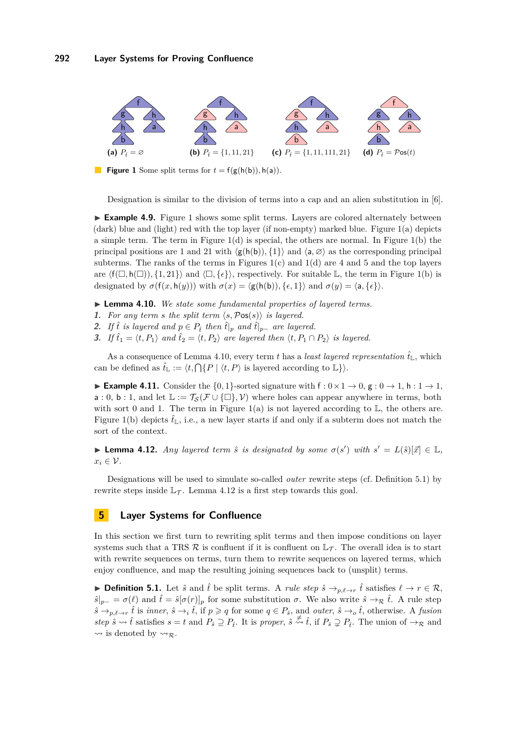(a) $P_{\hat{t}} = \varnothing$ (b) $P_{\hat{t}} = \{1, 11, 21\}$ (c) $P_{\hat{t}} = \{1, 11, 111, 21\}$ (d) $P_{\hat{t}} = \mathcal{P}\mathsf{os}(t)$

**Figure 1** Some split terms for $t = \mathsf{f}(\mathsf{g}(\mathsf{h}(\mathsf{b})), \mathsf{h}(\mathsf{a}))$.

Designation is similar to the division of terms into a cap and an alien substitution in [6].

▶ **Example 4.9.** Figure 1 shows some split terms. Layers are colored alternately between (dark) blue and (light) red with the top layer (if non-empty) marked blue. Figure 1(a) depicts a simple term. The term in Figure 1(d) is special, the others are normal. In Figure 1(b) the principal positions are 1 and 21 with $\langle \mathsf{g}(\mathsf{h}(\mathsf{b})), \{1\}\rangle$ and $\langle \mathsf{a}, \varnothing\rangle$ as the corresponding principal subterms. The ranks of the terms in Figures 1(c) and 1(d) are 4 and 5 and the top layers are $\langle \mathsf{f}(\square, \mathsf{h}(\square)), \{1, 21\}\rangle$ and $\langle \square, \{\epsilon\}\rangle$, respectively. For suitable $\mathbb{L}$, the term in Figure 1(b) is designated by $\sigma(\mathsf{f}(x, \mathsf{h}(y)))$ with $\sigma(x) = \langle \mathsf{g}(\mathsf{h}(\mathsf{b})), \{\epsilon, 1\}\rangle$ and $\sigma(y) = \langle \mathsf{a}, \{\epsilon\}\rangle$.

▶ **Lemma 4.10.** *We state some fundamental properties of layered terms.*

1. *For any term $s$ the split term $\langle s, \mathcal{P}\mathsf{os}(s)\rangle$ is layered.*
2. *If $\hat{t}$ is layered and $p \in P_{\hat{t}}$ then $\hat{t}|_p$ and $\hat{t}|_{p-}$ are layered.*
3. *If $\hat{t}_1 = \langle t, P_1\rangle$ and $\hat{t}_2 = \langle t, P_2\rangle$ are layered then $\langle t, P_1 \cap P_2\rangle$ is layered.*

As a consequence of Lemma 4.10, every term $t$ has a *least layered representation* $\hat{t}_{\mathbb{L}}$, which can be defined as $\hat{t}_{\mathbb{L}} := \langle t, \bigcap\{P \mid \langle t, P\rangle \text{ is layered according to } \mathbb{L}\}\rangle$.

▶ **Example 4.11.** Consider the $\{0, 1\}$-sorted signature with $\mathsf{f} : 0 \times 1 \to 0$, $\mathsf{g} : 0 \to 1$, $\mathsf{h} : 1 \to 1$, $\mathsf{a} : 0$, $\mathsf{b} : 1$, and let $\mathbb{L} := \mathcal{T}_{\mathcal{S}}(\mathcal{F} \cup \{\square\}, \mathcal{V})$ where holes can appear anywhere in terms, both with sort 0 and 1. The term in Figure 1(a) is not layered according to $\mathbb{L}$, the others are. Figure 1(b) depicts $\hat{t}_{\mathbb{L}}$, i.e., a new layer starts if and only if a subterm does not match the sort of the context.

▶ **Lemma 4.12.** *Any layered term $\hat{s}$ is designated by some $\sigma(s')$ with $s' = L(\hat{s})[\vec{x}] \in \mathbb{L}$, $x_i \in \mathcal{V}$.*

Designations will be used to simulate so-called *outer* rewrite steps (cf. Definition 5.1) by rewrite steps inside $\mathbb{L}_{\mathcal{T}}$. Lemma 4.12 is a first step towards this goal.

## 5 Layer Systems for Confluence

In this section we first turn to rewriting split terms and then impose conditions on layer systems such that a TRS $\mathcal{R}$ is confluent if it is confluent on $\mathbb{L}_{\mathcal{T}}$. The overall idea is to start with rewrite sequences on terms, turn them to rewrite sequences on layered terms, which enjoy confluence, and map the resulting joining sequences back to (unsplit) terms.

▶ **Definition 5.1.** Let $\hat{s}$ and $\hat{t}$ be split terms. A *rule step* $\hat{s} \to_{p,\ell\to r} \hat{t}$ satisfies $\ell \to r \in \mathcal{R}$, $\hat{s}|_{p-} = \sigma(\ell)$ and $\hat{t} = \hat{s}[\sigma(r)]_p$ for some substitution $\sigma$. We also write $\hat{s} \to_{\mathcal{R}} \hat{t}$. A rule step $\hat{s} \to_{p,\ell\to r} \hat{t}$ is *inner*, $\hat{s} \to_i \hat{t}$, if $p \geqslant q$ for some $q \in P_{\hat{s}}$, and *outer*, $\hat{s} \to_o \hat{t}$, otherwise. A *fusion step* $\hat{s} \rightsquigarrow \hat{t}$ satisfies $s = t$ and $P_{\hat{s}} \supseteq P_{\hat{t}}$. It is *proper*, $\hat{s} \overset{\neq}{\rightsquigarrow} \hat{t}$, if $P_{\hat{s}} \supsetneq P_{\hat{t}}$. The union of $\to_{\mathcal{R}}$ and $\rightsquigarrow$ is denoted by $\rightsquigarrow_{\mathcal{R}}$.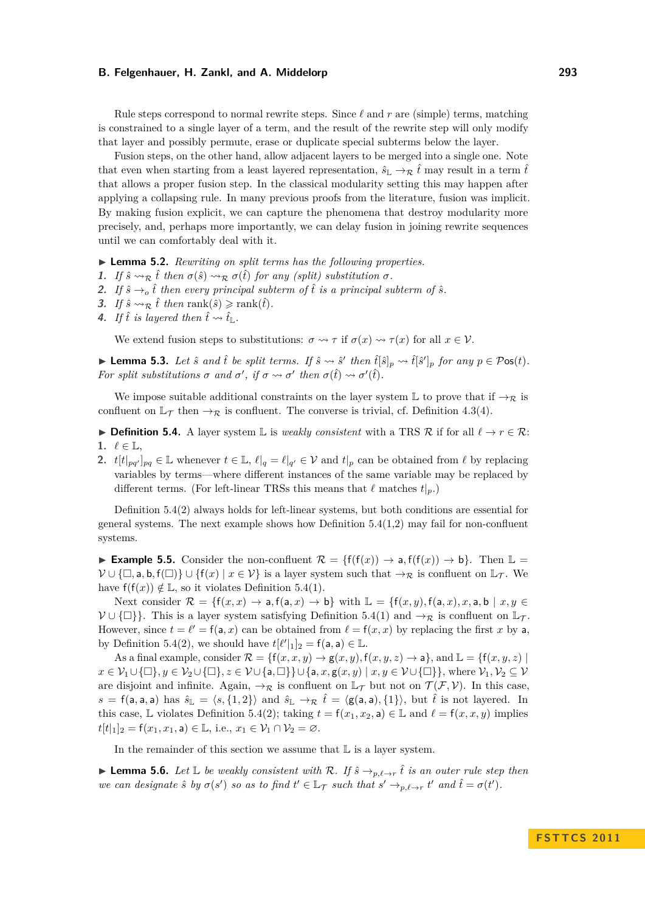Rule steps correspond to normal rewrite steps. Since $\ell$ and $r$ are (simple) terms, matching is constrained to a single layer of a term, and the result of the rewrite step will only modify that layer and possibly permute, erase or duplicate special subterms below the layer.

Fusion steps, on the other hand, allow adjacent layers to be merged into a single one. Note that even when starting from a least layered representation, $\hat{s}_{\mathbb{L}} \to_{\mathcal{R}} \hat{t}$ may result in a term $\hat{t}$ that allows a proper fusion step. In the classical modularity setting this may happen after applying a collapsing rule. In many previous proofs from the literature, fusion was implicit. By making fusion explicit, we can capture the phenomena that destroy modularity more precisely, and, perhaps more importantly, we can delay fusion in joining rewrite sequences until we can comfortably deal with it.

▶ **Lemma 5.2.** *Rewriting on split terms has the following properties.*

1. *If $\hat{s} \rightsquigarrow_{\mathcal{R}} \hat{t}$ then $\sigma(\hat{s}) \rightsquigarrow_{\mathcal{R}} \sigma(\hat{t})$ for any (split) substitution $\sigma$.*
2. *If $\hat{s} \to_o \hat{t}$ then every principal subterm of $\hat{t}$ is a principal subterm of $\hat{s}$.*
3. *If $\hat{s} \rightsquigarrow_{\mathcal{R}} \hat{t}$ then $\operatorname{rank}(\hat{s}) \geqslant \operatorname{rank}(\hat{t})$.*
4. *If $\hat{t}$ is layered then $\hat{t} \rightsquigarrow \hat{t}_{\mathbb{L}}$.*

We extend fusion steps to substitutions: $\sigma \rightsquigarrow \tau$ if $\sigma(x) \rightsquigarrow \tau(x)$ for all $x \in \mathcal{V}$.

▶ **Lemma 5.3.** *Let $\hat{s}$ and $\hat{t}$ be split terms. If $\hat{s} \rightsquigarrow \hat{s}'$ then $\hat{t}[\hat{s}]_p \rightsquigarrow \hat{t}[\hat{s}']_p$ for any $p \in \mathcal{P}os(t)$. For split substitutions $\sigma$ and $\sigma'$, if $\sigma \rightsquigarrow \sigma'$ then $\sigma(\hat{t}) \rightsquigarrow \sigma'(\hat{t})$.*

We impose suitable additional constraints on the layer system $\mathbb{L}$ to prove that if $\to_{\mathcal{R}}$ is confluent on $\mathbb{L}_{\mathcal{T}}$ then $\to_{\mathcal{R}}$ is confluent. The converse is trivial, cf. Definition 4.3(4).

▶ **Definition 5.4.** A layer system $\mathbb{L}$ is *weakly consistent* with a TRS $\mathcal{R}$ if for all $\ell \to r \in \mathcal{R}$:

1. $\ell \in \mathbb{L}$,
2. $t[t|_{pq'}]_{pq} \in \mathbb{L}$ whenever $t \in \mathbb{L}$, $\ell|_q = \ell|_{q'} \in \mathcal{V}$ and $t|_p$ can be obtained from $\ell$ by replacing variables by terms—where different instances of the same variable may be replaced by different terms. (For left-linear TRSs this means that $\ell$ matches $t|_p$.)

Definition 5.4(2) always holds for left-linear systems, but both conditions are essential for general systems. The next example shows how Definition 5.4(1,2) may fail for non-confluent systems.

▶ **Example 5.5.** Consider the non-confluent $\mathcal{R} = \{\mathsf{f}(\mathsf{f}(x)) \to \mathsf{a}, \mathsf{f}(\mathsf{f}(x)) \to \mathsf{b}\}$. Then $\mathbb{L} = \mathcal{V} \cup \{\Box, \mathsf{a}, \mathsf{b}, \mathsf{f}(\Box)\} \cup \{\mathsf{f}(x) \mid x \in \mathcal{V}\}$ is a layer system such that $\to_{\mathcal{R}}$ is confluent on $\mathbb{L}_{\mathcal{T}}$. We have $\mathsf{f}(\mathsf{f}(x)) \notin \mathbb{L}$, so it violates Definition 5.4(1).

Next consider $\mathcal{R} = \{\mathsf{f}(x,x) \to \mathsf{a}, \mathsf{f}(\mathsf{a},x) \to \mathsf{b}\}$ with $\mathbb{L} = \{\mathsf{f}(x,y), \mathsf{f}(\mathsf{a},x), x, \mathsf{a}, \mathsf{b} \mid x,y \in \mathcal{V} \cup \{\Box\}\}$. This is a layer system satisfying Definition 5.4(1) and $\to_{\mathcal{R}}$ is confluent on $\mathbb{L}_{\mathcal{T}}$. However, since $t = \ell' = \mathsf{f}(\mathsf{a},x)$ can be obtained from $\ell = \mathsf{f}(x,x)$ by replacing the first $x$ by $\mathsf{a}$, by Definition 5.4(2), we should have $t[\ell'|_1]_2 = \mathsf{f}(\mathsf{a},\mathsf{a}) \in \mathbb{L}$.

As a final example, consider $\mathcal{R} = \{\mathsf{f}(x,x,y) \to \mathsf{g}(x,y), \mathsf{f}(x,y,z) \to \mathsf{a}\}$, and $\mathbb{L} = \{\mathsf{f}(x,y,z) \mid x \in \mathcal{V}_1 \cup \{\Box\}, y \in \mathcal{V}_2 \cup \{\Box\}, z \in \mathcal{V} \cup \{\mathsf{a},\Box\}\} \cup \{\mathsf{a}, x, \mathsf{g}(x,y) \mid x,y \in \mathcal{V} \cup \{\Box\}\}$, where $\mathcal{V}_1, \mathcal{V}_2 \subseteq \mathcal{V}$ are disjoint and infinite. Again, $\to_{\mathcal{R}}$ is confluent on $\mathbb{L}_{\mathcal{T}}$ but not on $\mathcal{T}(\mathcal{F},\mathcal{V})$. In this case, $s = \mathsf{f}(\mathsf{a},\mathsf{a},\mathsf{a})$ has $\hat{s}_{\mathbb{L}} = \langle s, \{1,2\}\rangle$ and $\hat{s}_{\mathbb{L}} \to_{\mathcal{R}} \hat{t} = \langle \mathsf{g}(\mathsf{a},\mathsf{a}), \{1\}\rangle$, but $\hat{t}$ is not layered. In this case, $\mathbb{L}$ violates Definition 5.4(2); taking $t = \mathsf{f}(x_1,x_2,\mathsf{a}) \in \mathbb{L}$ and $\ell = \mathsf{f}(x,x,y)$ implies $t[t|_1]_2 = \mathsf{f}(x_1,x_1,\mathsf{a}) \in \mathbb{L}$, i.e., $x_1 \in \mathcal{V}_1 \cap \mathcal{V}_2 = \varnothing$.

In the remainder of this section we assume that $\mathbb{L}$ is a layer system.

▶ **Lemma 5.6.** *Let $\mathbb{L}$ be weakly consistent with $\mathcal{R}$. If $\hat{s} \to_{p,\ell\to r} \hat{t}$ is an outer rule step then we can designate $\hat{s}$ by $\sigma(s')$ so as to find $t' \in \mathbb{L}_{\mathcal{T}}$ such that $s' \to_{p,\ell\to r} t'$ and $\hat{t} = \sigma(t')$.*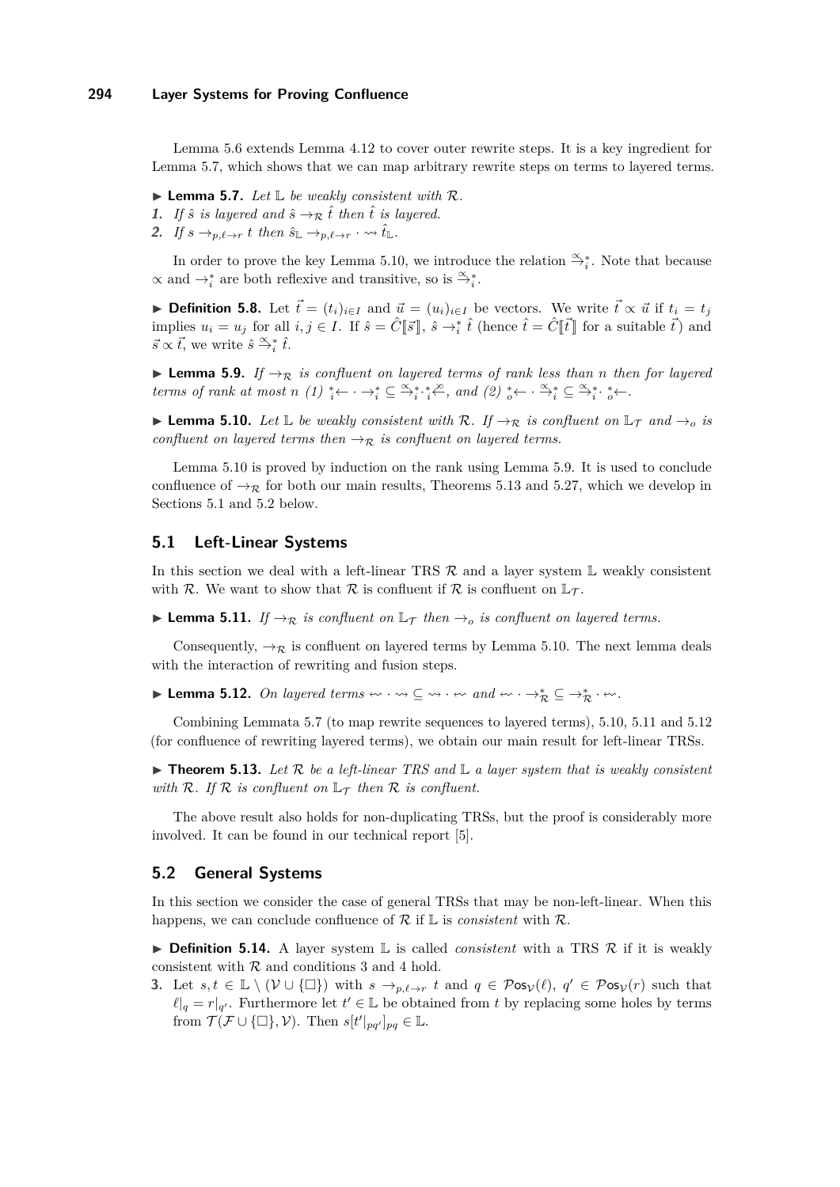Lemma 5.6 extends Lemma 4.12 to cover outer rewrite steps. It is a key ingredient for Lemma 5.7, which shows that we can map arbitrary rewrite steps on terms to layered terms.

▶ **Lemma 5.7.** *Let $\mathbb{L}$ be weakly consistent with $\mathcal{R}$.*

1. *If $\hat{s}$ is layered and $\hat{s} \to_{\mathcal{R}} \hat{t}$ then $\hat{t}$ is layered.*
2. *If $s \to_{p,\ell\to r} t$ then $\hat{s}_{\mathbb{L}} \to_{p,\ell\to r} \cdot \rightsquigarrow \hat{t}_{\mathbb{L}}$.*

In order to prove the key Lemma 5.10, we introduce the relation $\overset{\propto}{\to}{}_i^*$. Note that because $\propto$ and $\to_i^*$ are both reflexive and transitive, so is $\overset{\propto}{\to}{}_i^*$.

▶ **Definition 5.8.** Let $\vec{t} = (t_i)_{i\in I}$ and $\vec{u} = (u_i)_{i\in I}$ be vectors. We write $\vec{t} \propto \vec{u}$ if $t_i = t_j$ implies $u_i = u_j$ for all $i, j \in I$. If $\hat{s} = \hat{C}[\![\vec{s}]\!]$, $\hat{s} \to_i^* \hat{t}$ (hence $\hat{t} = \hat{C}[\![\vec{t}]\!]$ for a suitable $\vec{t}$) and $\vec{s} \propto \vec{t}$, we write $\hat{s} \overset{\propto}{\to}{}_i^* \hat{t}$.

▶ **Lemma 5.9.** *If $\to_{\mathcal{R}}$ is confluent on layered terms of rank less than $n$ then for layered terms of rank at most $n$ (1) ${}_i^*\!\leftarrow \cdot \to_i^* \subseteq \overset{\propto}{\to}{}_i^* \cdot {}_i^*\!\overset{\propto}{\leftarrow}$, and (2) ${}_o^*\!\leftarrow \cdot \overset{\propto}{\to}{}_i^* \subseteq \overset{\propto}{\to}{}_i^* \cdot {}_o^*\!\leftarrow$.*

▶ **Lemma 5.10.** *Let $\mathbb{L}$ be weakly consistent with $\mathcal{R}$. If $\to_{\mathcal{R}}$ is confluent on $\mathbb{L}_{\mathcal{T}}$ and $\to_o$ is confluent on layered terms then $\to_{\mathcal{R}}$ is confluent on layered terms.*

Lemma 5.10 is proved by induction on the rank using Lemma 5.9. It is used to conclude confluence of $\to_{\mathcal{R}}$ for both our main results, Theorems 5.13 and 5.27, which we develop in Sections 5.1 and 5.2 below.

## 5.1 Left-Linear Systems

In this section we deal with a left-linear TRS $\mathcal{R}$ and a layer system $\mathbb{L}$ weakly consistent with $\mathcal{R}$. We want to show that $\mathcal{R}$ is confluent if $\mathcal{R}$ is confluent on $\mathbb{L}_{\mathcal{T}}$.

▶ **Lemma 5.11.** *If $\to_{\mathcal{R}}$ is confluent on $\mathbb{L}_{\mathcal{T}}$ then $\to_o$ is confluent on layered terms.*

Consequently, $\to_{\mathcal{R}}$ is confluent on layered terms by Lemma 5.10. The next lemma deals with the interaction of rewriting and fusion steps.

▶ **Lemma 5.12.** *On layered terms $\leftsquigarrow \cdot \rightsquigarrow \subseteq \rightsquigarrow \cdot \leftsquigarrow$ and $\leftsquigarrow \cdot \to_{\mathcal{R}}^* \subseteq \to_{\mathcal{R}}^* \cdot \leftsquigarrow$.*

Combining Lemmata 5.7 (to map rewrite sequences to layered terms), 5.10, 5.11 and 5.12 (for confluence of rewriting layered terms), we obtain our main result for left-linear TRSs.

▶ **Theorem 5.13.** *Let $\mathcal{R}$ be a left-linear TRS and $\mathbb{L}$ a layer system that is weakly consistent with $\mathcal{R}$. If $\mathcal{R}$ is confluent on $\mathbb{L}_{\mathcal{T}}$ then $\mathcal{R}$ is confluent.*

The above result also holds for non-duplicating TRSs, but the proof is considerably more involved. It can be found in our technical report [5].

## 5.2 General Systems

In this section we consider the case of general TRSs that may be non-left-linear. When this happens, we can conclude confluence of $\mathcal{R}$ if $\mathbb{L}$ is *consistent* with $\mathcal{R}$.

▶ **Definition 5.14.** A layer system $\mathbb{L}$ is called *consistent* with a TRS $\mathcal{R}$ if it is weakly consistent with $\mathcal{R}$ and conditions 3 and 4 hold.

3. Let $s, t \in \mathbb{L} \setminus (\mathcal{V} \cup \{\square\})$ with $s \to_{p,\ell\to r} t$ and $q \in \mathcal{P}\mathsf{os}_{\mathcal{V}}(\ell)$, $q' \in \mathcal{P}\mathsf{os}_{\mathcal{V}}(r)$ such that $\ell|_q = r|_{q'}$. Furthermore let $t' \in \mathbb{L}$ be obtained from $t$ by replacing some holes by terms from $\mathcal{T}(\mathcal{F} \cup \{\square\}, \mathcal{V})$. Then $s[t'|_{pq'}]_{pq} \in \mathbb{L}$.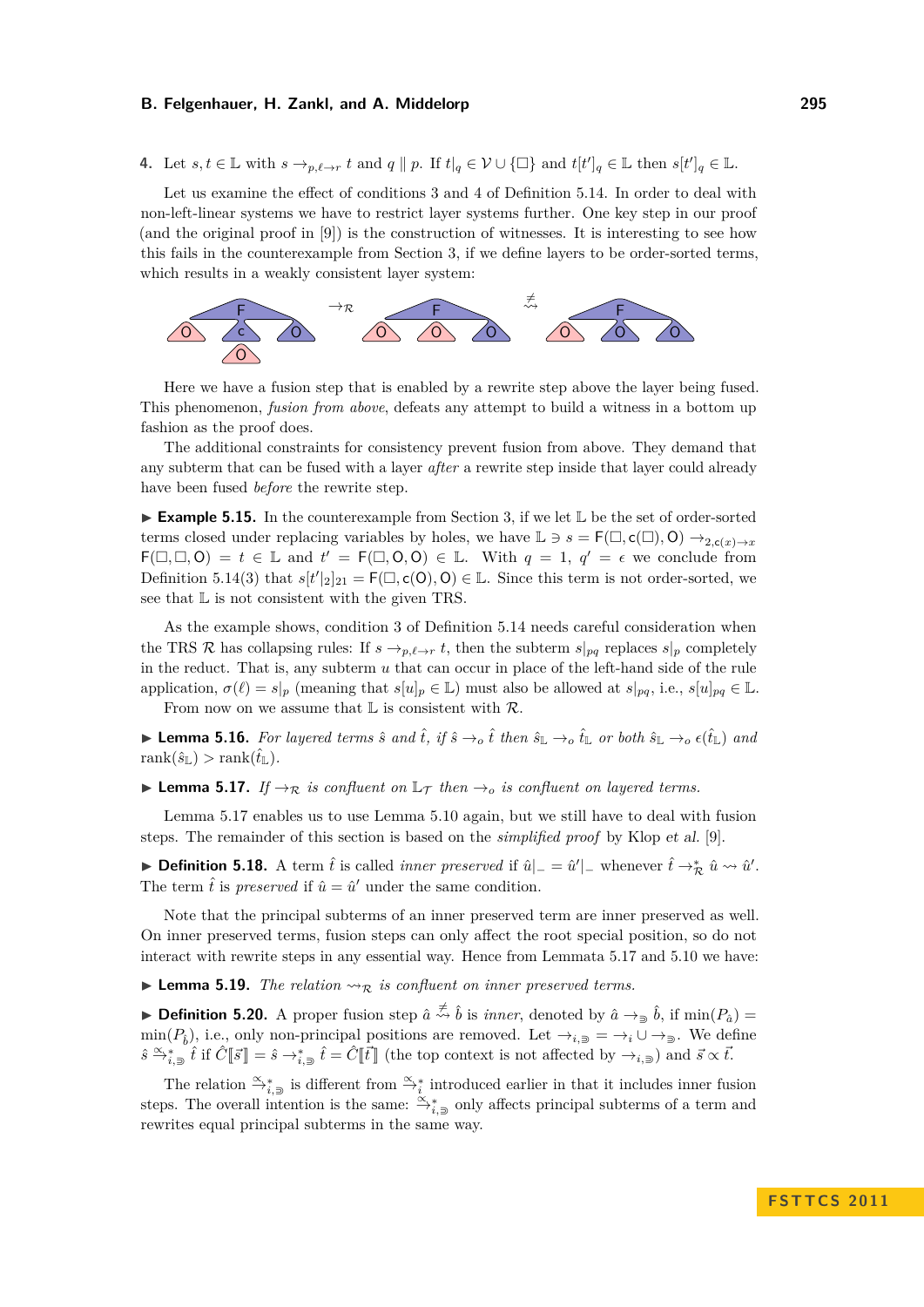4. Let $s, t \in \mathbb{L}$ with $s \to_{p,\ell\to r} t$ and $q \parallel p$. If $t|_q \in \mathcal{V} \cup \{\square\}$ and $t[t']_q \in \mathbb{L}$ then $s[t']_q \in \mathbb{L}$.

Let us examine the effect of conditions 3 and 4 of Definition 5.14. In order to deal with non-left-linear systems we have to restrict layer systems further. One key step in our proof (and the original proof in [9]) is the construction of witnesses. It is interesting to see how this fails in the counterexample from Section 3, if we define layers to be order-sorted terms, which results in a weakly consistent layer system:

Here we have a fusion step that is enabled by a rewrite step above the layer being fused. This phenomenon, *fusion from above*, defeats any attempt to build a witness in a bottom up fashion as the proof does.

The additional constraints for consistency prevent fusion from above. They demand that any subterm that can be fused with a layer *after* a rewrite step inside that layer could already have been fused *before* the rewrite step.

▶ **Example 5.15.** In the counterexample from Section 3, if we let $\mathbb{L}$ be the set of order-sorted terms closed under replacing variables by holes, we have $\mathbb{L} \ni s = \mathsf{F}(\square, \mathsf{c}(\square), \mathsf{O}) \to_{2,\mathsf{c}(x)\to x} \mathsf{F}(\square, \square, \mathsf{O}) = t \in \mathbb{L}$ and $t' = \mathsf{F}(\square, \mathsf{O}, \mathsf{O}) \in \mathbb{L}$. With $q = 1$, $q' = \epsilon$ we conclude from Definition 5.14(3) that $s[t'|_2]_{21} = \mathsf{F}(\square, \mathsf{c}(\mathsf{O}), \mathsf{O}) \in \mathbb{L}$. Since this term is not order-sorted, we see that $\mathbb{L}$ is not consistent with the given TRS.

As the example shows, condition 3 of Definition 5.14 needs careful consideration when the TRS $\mathcal{R}$ has collapsing rules: If $s \to_{p,\ell\to r} t$, then the subterm $s|_{pq}$ replaces $s|_p$ completely in the reduct. That is, any subterm $u$ that can occur in place of the left-hand side of the rule application, $\sigma(\ell) = s|_p$ (meaning that $s[u]_p \in \mathbb{L}$) must also be allowed at $s|_{pq}$, i.e., $s[u]_{pq} \in \mathbb{L}$.

From now on we assume that $\mathbb{L}$ is consistent with $\mathcal{R}$.

▶ **Lemma 5.16.** *For layered terms $\hat{s}$ and $\hat{t}$, if $\hat{s} \to_o \hat{t}$ then $\hat{s}_{\mathbb{L}} \to_o \hat{t}_{\mathbb{L}}$ or both $\hat{s}_{\mathbb{L}} \to_o \epsilon(\hat{t}_{\mathbb{L}})$ and $\mathrm{rank}(\hat{s}_{\mathbb{L}}) > \mathrm{rank}(\hat{t}_{\mathbb{L}})$.*

▶ **Lemma 5.17.** *If $\to_{\mathcal{R}}$ is confluent on $\mathbb{L}_{\mathcal{T}}$ then $\to_o$ is confluent on layered terms.*

Lemma 5.17 enables us to use Lemma 5.10 again, but we still have to deal with fusion steps. The remainder of this section is based on the *simplified proof* by Klop *et al.* [9].

▶ **Definition 5.18.** A term $\hat{t}$ is called *inner preserved* if $\hat{u}|_- = \hat{u}'|_-$ whenever $\hat{t} \to^*_{\mathcal{R}} \hat{u} \rightsquigarrow \hat{u}'$. The term $\hat{t}$ is *preserved* if $\hat{u} = \hat{u}'$ under the same condition.

Note that the principal subterms of an inner preserved term are inner preserved as well. On inner preserved terms, fusion steps can only affect the root special position, so do not interact with rewrite steps in any essential way. Hence from Lemmata 5.17 and 5.10 we have:

▶ **Lemma 5.19.** *The relation $\rightsquigarrow_{\mathcal{R}}$ is confluent on inner preserved terms.*

▶ **Definition 5.20.** A proper fusion step $\hat{a} \overset{\neq}{\rightsquigarrow} \hat{b}$ is *inner*, denoted by $\hat{a} \to_{\ni} \hat{b}$, if $\min(P_{\hat{a}}) = \min(P_{\hat{b}})$, i.e., only non-principal positions are removed. Let $\to_{i,\ni} = \to_i \cup \to_{\ni}$. We define $\hat{s} \overset{\propto}{\to}{}^*_{i,\ni} \hat{t}$ if $\hat{C}[\![\vec{s}]\!] = \hat{s} \to^*_{i,\ni} \hat{t} = \hat{C}[\![\vec{t}]\!]$ (the top context is not affected by $\to_{i,\ni}$) and $\vec{s} \propto \vec{t}$.

The relation $\overset{\propto}{\to}{}^*_{i,\ni}$ is different from $\overset{\propto}{\to}{}^*_i$ introduced earlier in that it includes inner fusion steps. The overall intention is the same: $\overset{\propto}{\to}{}^*_{i,\ni}$ only affects principal subterms of a term and rewrites equal principal subterms in the same way.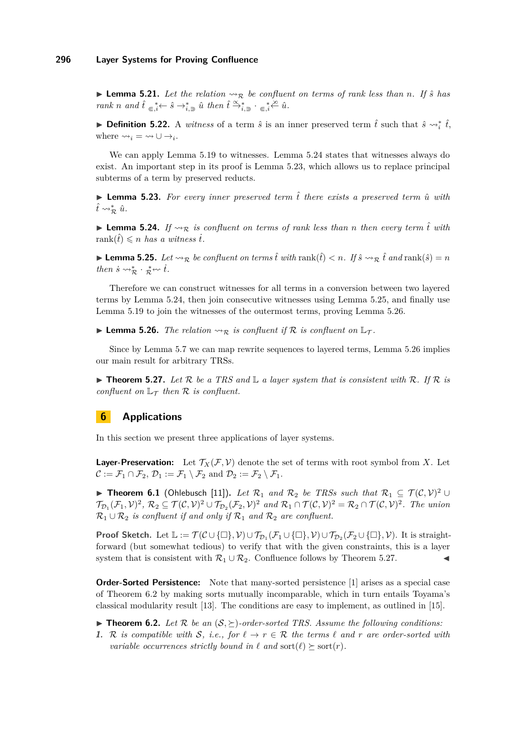▶ **Lemma 5.21.** *Let the relation $\rightsquigarrow_{\mathcal{R}}$ be confluent on terms of rank less than $n$. If $\hat{s}$ has rank $n$ and $\hat{t} \;{}_{\in,i}^{*}\!\leftarrow \hat{s} \rightarrow_{i,\ni}^{*} \hat{u}$ then $\hat{t} \overset{\propto}{\rightarrow}{}_{i,\ni}^{*} \cdot {}_{\in,i}^{*}\!\overset{\propto}{\leftarrow} \hat{u}$.*

▶ **Definition 5.22.** A *witness* of a term $\hat{s}$ is an inner preserved term $\hat{t}$ such that $\hat{s} \rightsquigarrow_{i}^{*} \hat{t}$, where $\rightsquigarrow_{i} = \rightsquigarrow \cup \rightarrow_{i}$.

We can apply Lemma 5.19 to witnesses. Lemma 5.24 states that witnesses always do exist. An important step in its proof is Lemma 5.23, which allows us to replace principal subterms of a term by preserved reducts.

▶ **Lemma 5.23.** *For every inner preserved term $\hat{t}$ there exists a preserved term $\hat{u}$ with $\hat{t} \rightsquigarrow_{\mathcal{R}}^{*} \hat{u}$.*

▶ **Lemma 5.24.** *If $\rightsquigarrow_{\mathcal{R}}$ is confluent on terms of rank less than $n$ then every term $\hat{t}$ with $\operatorname{rank}(\hat{t}) \leqslant n$ has a witness $\dot{t}$.*

▶ **Lemma 5.25.** *Let $\rightsquigarrow_{\mathcal{R}}$ be confluent on terms $\hat{t}$ with $\operatorname{rank}(\hat{t}) < n$. If $\hat{s} \rightsquigarrow_{\mathcal{R}} \hat{t}$ and $\operatorname{rank}(\hat{s}) = n$ then $\dot{s} \rightsquigarrow_{\mathcal{R}}^{*} \cdot {}_{\mathcal{R}}^{*}\!\leftsquigarrow \dot{t}$.*

Therefore we can construct witnesses for all terms in a conversion between two layered terms by Lemma 5.24, then join consecutive witnesses using Lemma 5.25, and finally use Lemma 5.19 to join the witnesses of the outermost terms, proving Lemma 5.26.

▶ **Lemma 5.26.** *The relation $\rightsquigarrow_{\mathcal{R}}$ is confluent if $\mathcal{R}$ is confluent on $\mathbb{L}_{\mathcal{T}}$.*

Since by Lemma 5.7 we can map rewrite sequences to layered terms, Lemma 5.26 implies our main result for arbitrary TRSs.

▶ **Theorem 5.27.** *Let $\mathcal{R}$ be a TRS and $\mathbb{L}$ a layer system that is consistent with $\mathcal{R}$. If $\mathcal{R}$ is confluent on $\mathbb{L}_{\mathcal{T}}$ then $\mathcal{R}$ is confluent.*

## 6 Applications

In this section we present three applications of layer systems.

**Layer-Preservation:** Let $\mathcal{T}_X(\mathcal{F}, \mathcal{V})$ denote the set of terms with root symbol from $X$. Let $\mathcal{C} := \mathcal{F}_1 \cap \mathcal{F}_2$, $\mathcal{D}_1 := \mathcal{F}_1 \setminus \mathcal{F}_2$ and $\mathcal{D}_2 := \mathcal{F}_2 \setminus \mathcal{F}_1$.

▶ **Theorem 6.1** (Ohlebusch [11])**.** *Let $\mathcal{R}_1$ and $\mathcal{R}_2$ be TRSs such that $\mathcal{R}_1 \subseteq \mathcal{T}(\mathcal{C}, \mathcal{V})^2 \cup \mathcal{T}_{\mathcal{D}_1}(\mathcal{F}_1, \mathcal{V})^2$, $\mathcal{R}_2 \subseteq \mathcal{T}(\mathcal{C}, \mathcal{V})^2 \cup \mathcal{T}_{\mathcal{D}_2}(\mathcal{F}_2, \mathcal{V})^2$ and $\mathcal{R}_1 \cap \mathcal{T}(\mathcal{C}, \mathcal{V})^2 = \mathcal{R}_2 \cap \mathcal{T}(\mathcal{C}, \mathcal{V})^2$. The union $\mathcal{R}_1 \cup \mathcal{R}_2$ is confluent if and only if $\mathcal{R}_1$ and $\mathcal{R}_2$ are confluent.*

**Proof Sketch.** Let $\mathbb{L} := \mathcal{T}(\mathcal{C} \cup \{\Box\}, \mathcal{V}) \cup \mathcal{T}_{\mathcal{D}_1}(\mathcal{F}_1 \cup \{\Box\}, \mathcal{V}) \cup \mathcal{T}_{\mathcal{D}_2}(\mathcal{F}_2 \cup \{\Box\}, \mathcal{V})$. It is straightforward (but somewhat tedious) to verify that with the given constraints, this is a layer system that is consistent with $\mathcal{R}_1 \cup \mathcal{R}_2$. Confluence follows by Theorem 5.27. ◀

**Order-Sorted Persistence:** Note that many-sorted persistence [1] arises as a special case of Theorem 6.2 by making sorts mutually incomparable, which in turn entails Toyama's classical modularity result [13]. The conditions are easy to implement, as outlined in [15].

▶ **Theorem 6.2.** *Let $\mathcal{R}$ be an $(\mathcal{S}, \succeq)$-order-sorted TRS. Assume the following conditions:*

1. *$\mathcal{R}$ is compatible with $\mathcal{S}$, i.e., for $\ell \to r \in \mathcal{R}$ the terms $\ell$ and $r$ are order-sorted with variable occurrences strictly bound in $\ell$ and $\operatorname{sort}(\ell) \succeq \operatorname{sort}(r)$.*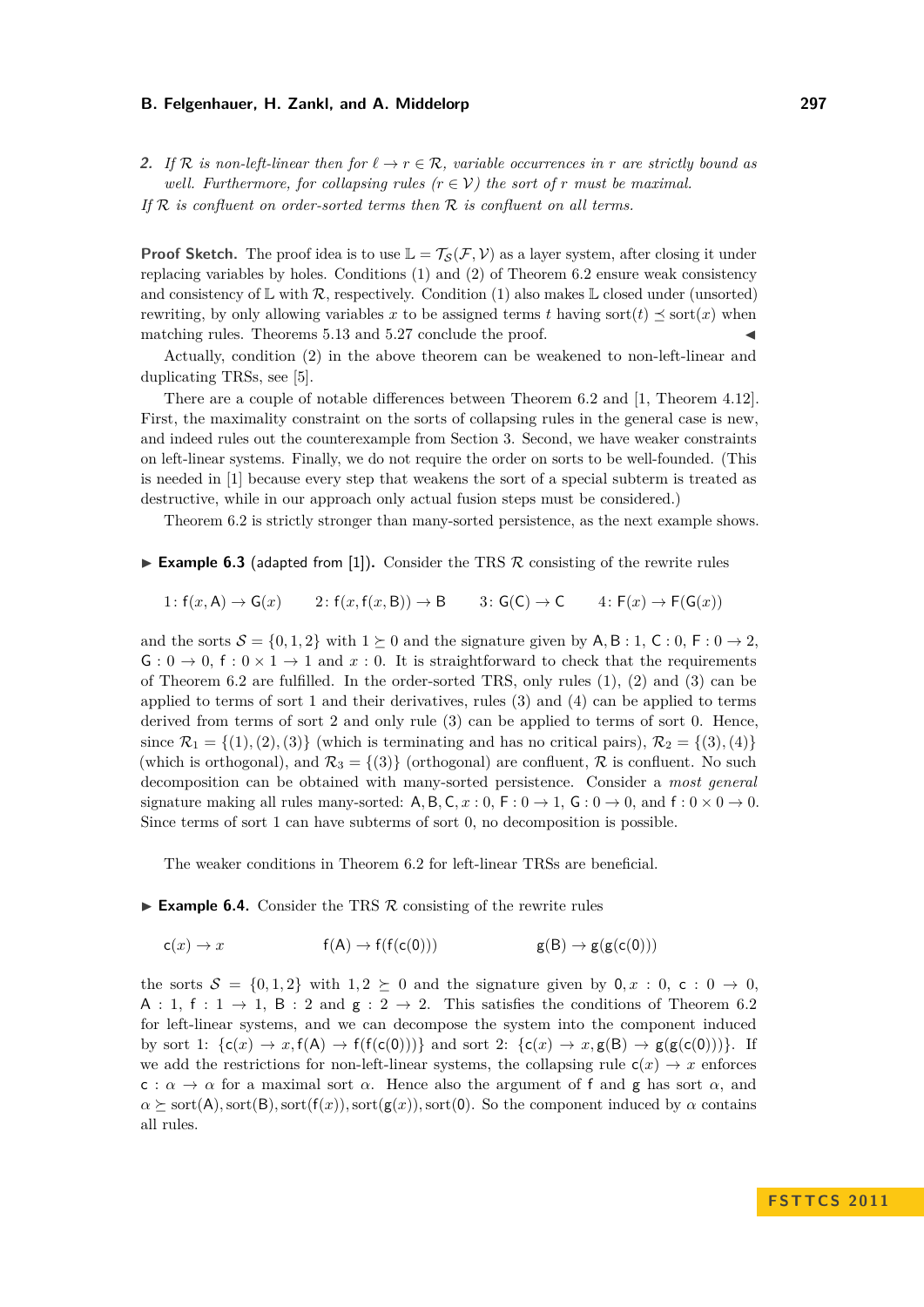2. *If $\mathcal{R}$ is non-left-linear then for $\ell \to r \in \mathcal{R}$, variable occurrences in $r$ are strictly bound as well. Furthermore, for collapsing rules ($r \in \mathcal{V}$) the sort of $r$ must be maximal.*

*If $\mathcal{R}$ is confluent on order-sorted terms then $\mathcal{R}$ is confluent on all terms.*

**Proof Sketch.** The proof idea is to use $\mathbb{L} = \mathcal{T}_{\mathcal{S}}(\mathcal{F}, \mathcal{V})$ as a layer system, after closing it under replacing variables by holes. Conditions (1) and (2) of Theorem 6.2 ensure weak consistency and consistency of $\mathbb{L}$ with $\mathcal{R}$, respectively. Condition (1) also makes $\mathbb{L}$ closed under (unsorted) rewriting, by only allowing variables $x$ to be assigned terms $t$ having $\mathsf{sort}(t) \preceq \mathsf{sort}(x)$ when matching rules. Theorems 5.13 and 5.27 conclude the proof. ◀

Actually, condition (2) in the above theorem can be weakened to non-left-linear and duplicating TRSs, see [5].

There are a couple of notable differences between Theorem 6.2 and [1, Theorem 4.12]. First, the maximality constraint on the sorts of collapsing rules in the general case is new, and indeed rules out the counterexample from Section 3. Second, we have weaker constraints on left-linear systems. Finally, we do not require the order on sorts to be well-founded. (This is needed in [1] because every step that weakens the sort of a special subterm is treated as destructive, while in our approach only actual fusion steps must be considered.)

Theorem 6.2 is strictly stronger than many-sorted persistence, as the next example shows.

▶ **Example 6.3** (adapted from [1]). Consider the TRS $\mathcal{R}$ consisting of the rewrite rules

$$1\colon \mathsf{f}(x, \mathsf{A}) \to \mathsf{G}(x) \qquad 2\colon \mathsf{f}(x, \mathsf{f}(x, \mathsf{B})) \to \mathsf{B} \qquad 3\colon \mathsf{G}(\mathsf{C}) \to \mathsf{C} \qquad 4\colon \mathsf{F}(x) \to \mathsf{F}(\mathsf{G}(x))$$

and the sorts $\mathcal{S} = \{0, 1, 2\}$ with $1 \succeq 0$ and the signature given by $\mathsf{A}, \mathsf{B} : 1$, $\mathsf{C} : 0$, $\mathsf{F} : 0 \to 2$, $\mathsf{G} : 0 \to 0$, $\mathsf{f} : 0 \times 1 \to 1$ and $x : 0$. It is straightforward to check that the requirements of Theorem 6.2 are fulfilled. In the order-sorted TRS, only rules (1), (2) and (3) can be applied to terms of sort 1 and their derivatives, rules (3) and (4) can be applied to terms derived from terms of sort 2 and only rule (3) can be applied to terms of sort 0. Hence, since $\mathcal{R}_1 = \{(1), (2), (3)\}$ (which is terminating and has no critical pairs), $\mathcal{R}_2 = \{(3), (4)\}$ (which is orthogonal), and $\mathcal{R}_3 = \{(3)\}$ (orthogonal) are confluent, $\mathcal{R}$ is confluent. No such decomposition can be obtained with many-sorted persistence. Consider a *most general* signature making all rules many-sorted: $\mathsf{A}, \mathsf{B}, \mathsf{C}, x : 0$, $\mathsf{F} : 0 \to 1$, $\mathsf{G} : 0 \to 0$, and $\mathsf{f} : 0 \times 0 \to 0$. Since terms of sort 1 can have subterms of sort 0, no decomposition is possible.

The weaker conditions in Theorem 6.2 for left-linear TRSs are beneficial.

▶ **Example 6.4.** Consider the TRS $\mathcal{R}$ consisting of the rewrite rules

$$\mathsf{c}(x) \to x \qquad\qquad \mathsf{f}(\mathsf{A}) \to \mathsf{f}(\mathsf{f}(\mathsf{c}(0))) \qquad\qquad \mathsf{g}(\mathsf{B}) \to \mathsf{g}(\mathsf{g}(\mathsf{c}(0)))$$

the sorts $\mathcal{S} = \{0, 1, 2\}$ with $1, 2 \succeq 0$ and the signature given by $0, x : 0$, $\mathsf{c} : 0 \to 0$, $\mathsf{A} : 1$, $\mathsf{f} : 1 \to 1$, $\mathsf{B} : 2$ and $\mathsf{g} : 2 \to 2$. This satisfies the conditions of Theorem 6.2 for left-linear systems, and we can decompose the system into the component induced by sort 1: $\{\mathsf{c}(x) \to x, \mathsf{f}(\mathsf{A}) \to \mathsf{f}(\mathsf{f}(\mathsf{c}(0)))\}$ and sort 2: $\{\mathsf{c}(x) \to x, \mathsf{g}(\mathsf{B}) \to \mathsf{g}(\mathsf{g}(\mathsf{c}(0)))\}$. If we add the restrictions for non-left-linear systems, the collapsing rule $\mathsf{c}(x) \to x$ enforces $\mathsf{c} : \alpha \to \alpha$ for a maximal sort $\alpha$. Hence also the argument of $\mathsf{f}$ and $\mathsf{g}$ has sort $\alpha$, and $\alpha \succeq \mathsf{sort}(\mathsf{A}), \mathsf{sort}(\mathsf{B}), \mathsf{sort}(\mathsf{f}(x)), \mathsf{sort}(\mathsf{g}(x)), \mathsf{sort}(0)$. So the component induced by $\alpha$ contains all rules.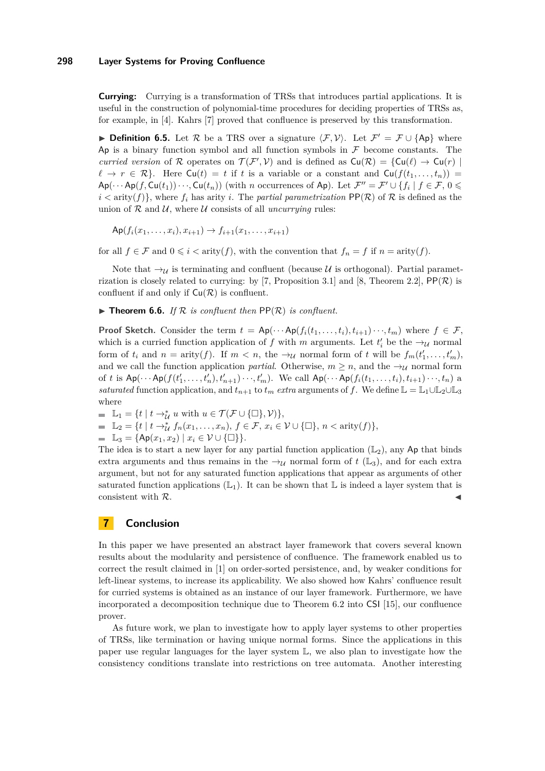**Currying:** Currying is a transformation of TRSs that introduces partial applications. It is useful in the construction of polynomial-time procedures for deciding properties of TRSs as, for example, in [4]. Kahrs [7] proved that confluence is preserved by this transformation.

▶ **Definition 6.5.** Let $\mathcal{R}$ be a TRS over a signature $\langle \mathcal{F}, \mathcal{V} \rangle$. Let $\mathcal{F}' = \mathcal{F} \cup \{\mathsf{Ap}\}$ where $\mathsf{Ap}$ is a binary function symbol and all function symbols in $\mathcal{F}$ become constants. The *curried version* of $\mathcal{R}$ operates on $\mathcal{T}(\mathcal{F}', \mathcal{V})$ and is defined as $\mathsf{Cu}(\mathcal{R}) = \{\mathsf{Cu}(\ell) \to \mathsf{Cu}(r) \mid \ell \to r \in \mathcal{R}\}$. Here $\mathsf{Cu}(t) = t$ if $t$ is a variable or a constant and $\mathsf{Cu}(f(t_1, \ldots, t_n)) = \mathsf{Ap}(\cdots \mathsf{Ap}(f, \mathsf{Cu}(t_1)) \cdots, \mathsf{Cu}(t_n))$ (with $n$ occurrences of $\mathsf{Ap}$). Let $\mathcal{F}'' = \mathcal{F}' \cup \{f_i \mid f \in \mathcal{F}, 0 \leqslant i < \text{arity}(f)\}$, where $f_i$ has arity $i$. The *partial parametrization* $\mathsf{PP}(\mathcal{R})$ of $\mathcal{R}$ is defined as the union of $\mathcal{R}$ and $\mathcal{U}$, where $\mathcal{U}$ consists of all *uncurrying* rules:

$$\mathsf{Ap}(f_i(x_1, \ldots, x_i), x_{i+1}) \to f_{i+1}(x_1, \ldots, x_{i+1})$$

for all $f \in \mathcal{F}$ and $0 \leqslant i < \text{arity}(f)$, with the convention that $f_n = f$ if $n = \text{arity}(f)$.

Note that $\to_\mathcal{U}$ is terminating and confluent (because $\mathcal{U}$ is orthogonal). Partial parametrization is closely related to currying: by [7, Proposition 3.1] and [8, Theorem 2.2], $\mathsf{PP}(\mathcal{R})$ is confluent if and only if $\mathsf{Cu}(\mathcal{R})$ is confluent.

▶ **Theorem 6.6.** *If $\mathcal{R}$ is confluent then $\mathsf{PP}(\mathcal{R})$ is confluent.*

**Proof Sketch.** Consider the term $t = \mathsf{Ap}(\cdots \mathsf{Ap}(f_i(t_1, \ldots, t_i), t_{i+1}) \cdots, t_m)$ where $f \in \mathcal{F}$, which is a curried function application of $f$ with $m$ arguments. Let $t_i'$ be the $\to_\mathcal{U}$ normal form of $t_i$ and $n = \text{arity}(f)$. If $m < n$, the $\to_\mathcal{U}$ normal form of $t$ will be $f_m(t_1', \ldots, t_m')$, and we call the function application *partial*. Otherwise, $m \geq n$, and the $\to_\mathcal{U}$ normal form of $t$ is $\mathsf{Ap}(\cdots \mathsf{Ap}(f(t_1', \ldots, t_n'), t_{n+1}') \cdots, t_m')$. We call $\mathsf{Ap}(\cdots \mathsf{Ap}(f_i(t_1, \ldots, t_i), t_{i+1}) \cdots, t_n)$ a *saturated* function application, and $t_{n+1}$ to $t_m$ *extra* arguments of $f$. We define $\mathbb{L} = \mathbb{L}_1 \cup \mathbb{L}_2 \cup \mathbb{L}_3$ where

- $\mathbb{L}_1 = \{t \mid t \to_\mathcal{U}^* u \text{ with } u \in \mathcal{T}(\mathcal{F} \cup \{\square\}, \mathcal{V})\}$,
- $\mathbb{L}_2 = \{t \mid t \to_\mathcal{U}^* f_n(x_1, \ldots, x_n),\ f \in \mathcal{F},\ x_i \in \mathcal{V} \cup \{\square\},\ n < \text{arity}(f)\}$,
- $\mathbb{L}_3 = \{\mathsf{Ap}(x_1, x_2) \mid x_i \in \mathcal{V} \cup \{\square\}\}$.

The idea is to start a new layer for any partial function application ($\mathbb{L}_2$), any $\mathsf{Ap}$ that binds extra arguments and thus remains in the $\to_\mathcal{U}$ normal form of $t$ ($\mathbb{L}_3$), and for each extra argument, but not for any saturated function applications that appear as arguments of other saturated function applications ($\mathbb{L}_1$). It can be shown that $\mathbb{L}$ is indeed a layer system that is consistent with $\mathcal{R}$. ◀

## 7 Conclusion

In this paper we have presented an abstract layer framework that covers several known results about the modularity and persistence of confluence. The framework enabled us to correct the result claimed in [1] on order-sorted persistence, and, by weaker conditions for left-linear systems, to increase its applicability. We also showed how Kahrs' confluence result for curried systems is obtained as an instance of our layer framework. Furthermore, we have incorporated a decomposition technique due to Theorem 6.2 into CSI [15], our confluence prover.

As future work, we plan to investigate how to apply layer systems to other properties of TRSs, like termination or having unique normal forms. Since the applications in this paper use regular languages for the layer system $\mathbb{L}$, we also plan to investigate how the consistency conditions translate into restrictions on tree automata. Another interesting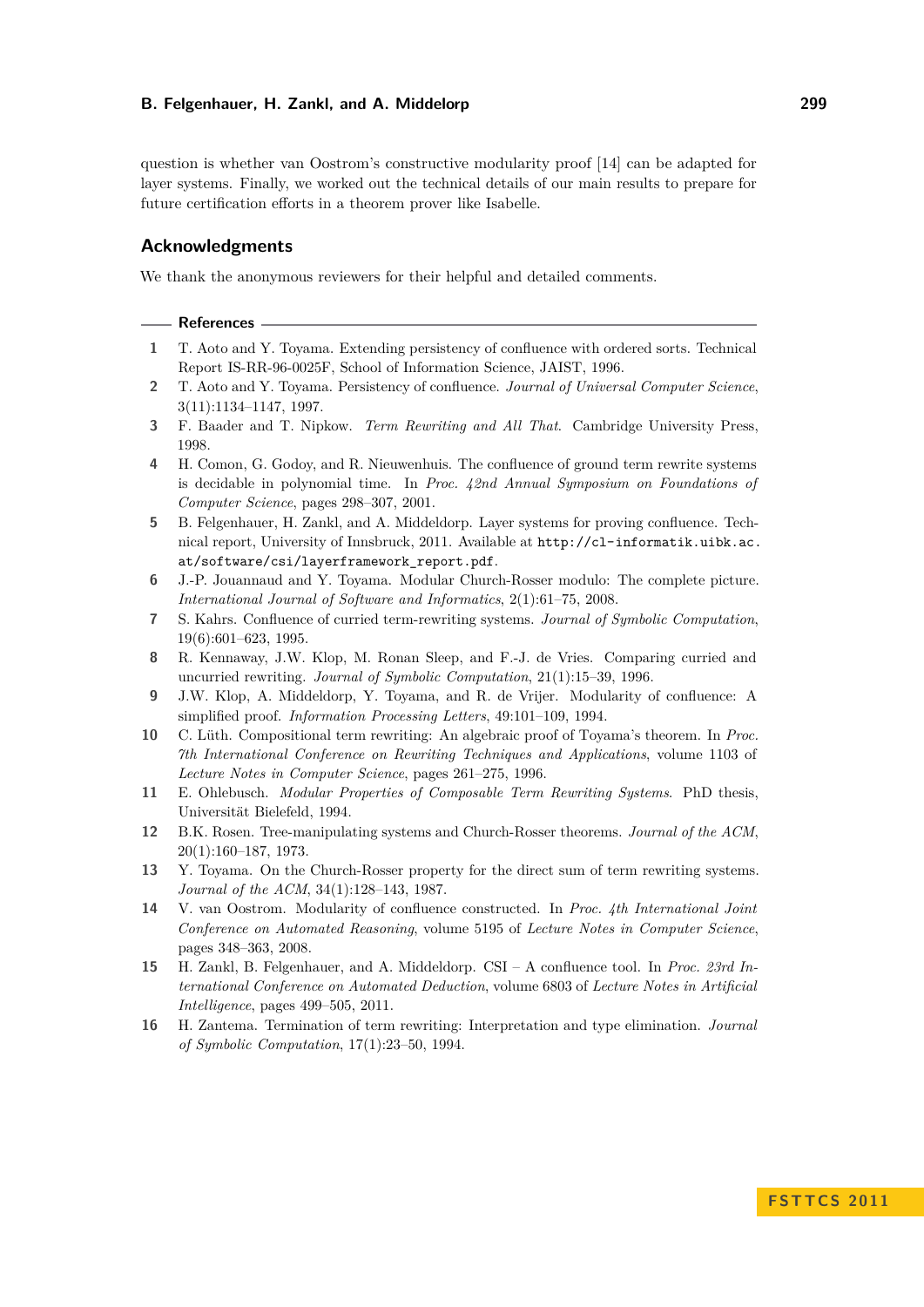question is whether van Oostrom's constructive modularity proof [14] can be adapted for layer systems. Finally, we worked out the technical details of our main results to prepare for future certification efforts in a theorem prover like Isabelle.

## Acknowledgments

We thank the anonymous reviewers for their helpful and detailed comments.

## References

1. T. Aoto and Y. Toyama. Extending persistency of confluence with ordered sorts. Technical Report IS-RR-96-0025F, School of Information Science, JAIST, 1996.
2. T. Aoto and Y. Toyama. Persistency of confluence. *Journal of Universal Computer Science*, 3(11):1134–1147, 1997.
3. F. Baader and T. Nipkow. *Term Rewriting and All That*. Cambridge University Press, 1998.
4. H. Comon, G. Godoy, and R. Nieuwenhuis. The confluence of ground term rewrite systems is decidable in polynomial time. In *Proc. 42nd Annual Symposium on Foundations of Computer Science*, pages 298–307, 2001.
5. B. Felgenhauer, H. Zankl, and A. Middeldorp. Layer systems for proving confluence. Technical report, University of Innsbruck, 2011. Available at `http://cl-informatik.uibk.ac.at/software/csi/layerframework_report.pdf`.
6. J.-P. Jouannaud and Y. Toyama. Modular Church-Rosser modulo: The complete picture. *International Journal of Software and Informatics*, 2(1):61–75, 2008.
7. S. Kahrs. Confluence of curried term-rewriting systems. *Journal of Symbolic Computation*, 19(6):601–623, 1995.
8. R. Kennaway, J.W. Klop, M. Ronan Sleep, and F.-J. de Vries. Comparing curried and uncurried rewriting. *Journal of Symbolic Computation*, 21(1):15–39, 1996.
9. J.W. Klop, A. Middeldorp, Y. Toyama, and R. de Vrijer. Modularity of confluence: A simplified proof. *Information Processing Letters*, 49:101–109, 1994.
10. C. Lüth. Compositional term rewriting: An algebraic proof of Toyama's theorem. In *Proc. 7th International Conference on Rewriting Techniques and Applications*, volume 1103 of *Lecture Notes in Computer Science*, pages 261–275, 1996.
11. E. Ohlebusch. *Modular Properties of Composable Term Rewriting Systems*. PhD thesis, Universität Bielefeld, 1994.
12. B.K. Rosen. Tree-manipulating systems and Church-Rosser theorems. *Journal of the ACM*, 20(1):160–187, 1973.
13. Y. Toyama. On the Church-Rosser property for the direct sum of term rewriting systems. *Journal of the ACM*, 34(1):128–143, 1987.
14. V. van Oostrom. Modularity of confluence constructed. In *Proc. 4th International Joint Conference on Automated Reasoning*, volume 5195 of *Lecture Notes in Computer Science*, pages 348–363, 2008.
15. H. Zankl, B. Felgenhauer, and A. Middeldorp. CSI – A confluence tool. In *Proc. 23rd International Conference on Automated Deduction*, volume 6803 of *Lecture Notes in Artificial Intelligence*, pages 499–505, 2011.
16. H. Zantema. Termination of term rewriting: Interpretation and type elimination. *Journal of Symbolic Computation*, 17(1):23–50, 1994.